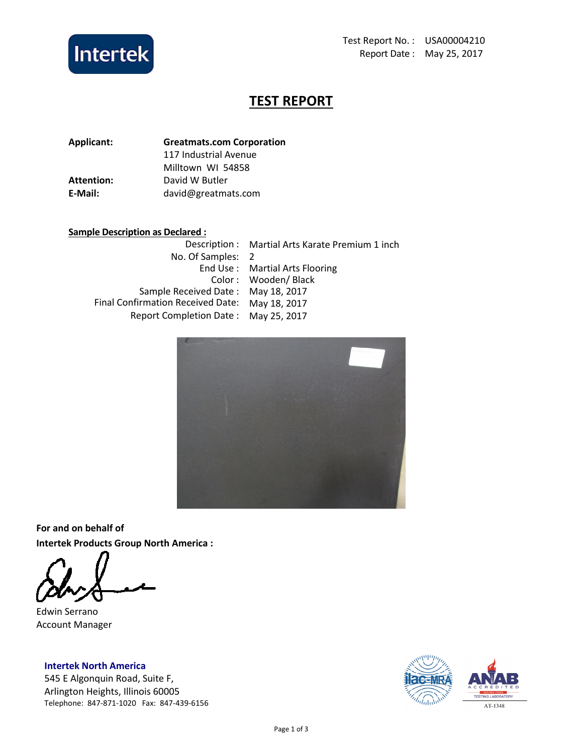Test Report No. : USA00004210
Report Date : May 25, 2017

# TEST REPORT

**Applicant:** **Greatmats.com Corporation**
117 Industrial Avenue
Milltown WI 54858

**Attention:** David W Butler

**E-Mail:** david@greatmats.com

**Sample Description as Declared :**

| | |
|---|---|
| Description : | Martial Arts Karate Premium 1 inch |
| No. Of Samples: | 2 |
| End Use : | Martial Arts Flooring |
| Color : | Wooden/ Black |
| Sample Received Date : | May 18, 2017 |
| Final Confirmation Received Date: | May 18, 2017 |
| Report Completion Date : | May 25, 2017 |

**For and on behalf of**
**Intertek Products Group North America :**

Edwin Serrano
Account Manager

**Intertek North America**
545 E Algonquin Road, Suite F,
Arlington Heights, Illinois 60005
Telephone: 847-871-1020 Fax: 847-439-6156

AT-1348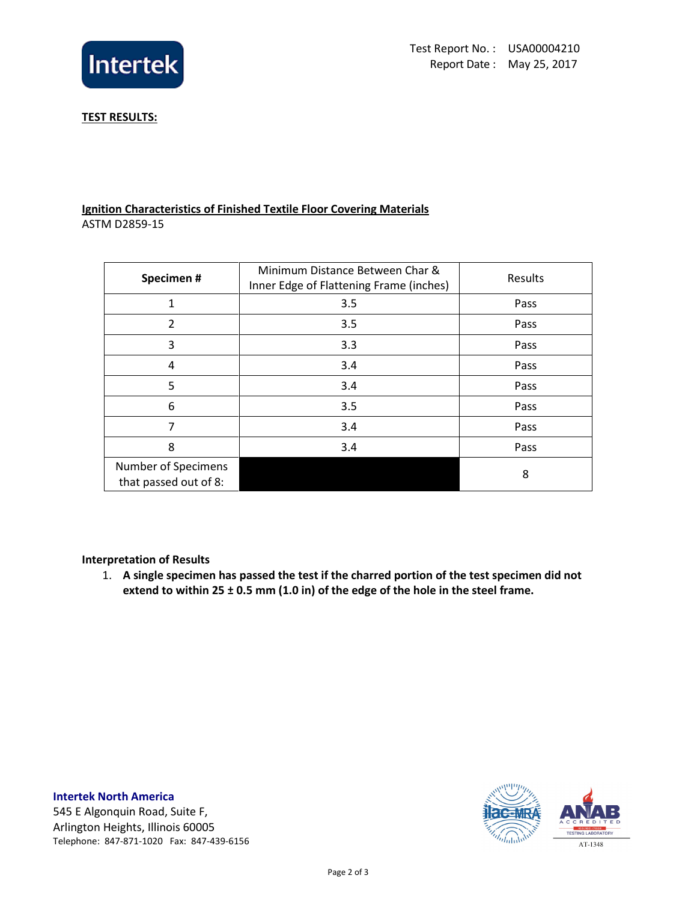Test Report No. : USA00004210
Report Date : May 25, 2017

**TEST RESULTS:**

**Ignition Characteristics of Finished Textile Floor Covering Materials**
ASTM D2859-15

| **Specimen #** | Minimum Distance Between Char & Inner Edge of Flattening Frame (inches) | Results |
|---|---|---|
| 1 | 3.5 | Pass |
| 2 | 3.5 | Pass |
| 3 | 3.3 | Pass |
| 4 | 3.4 | Pass |
| 5 | 3.4 | Pass |
| 6 | 3.5 | Pass |
| 7 | 3.4 | Pass |
| 8 | 3.4 | Pass |
| Number of Specimens that passed out of 8: | | 8 |

**Interpretation of Results**

1. **A single specimen has passed the test if the charred portion of the test specimen did not extend to within 25 ± 0.5 mm (1.0 in) of the edge of the hole in the steel frame.**

**Intertek North America**
545 E Algonquin Road, Suite F,
Arlington Heights, Illinois 60005
Telephone: 847-871-1020 Fax: 847-439-6156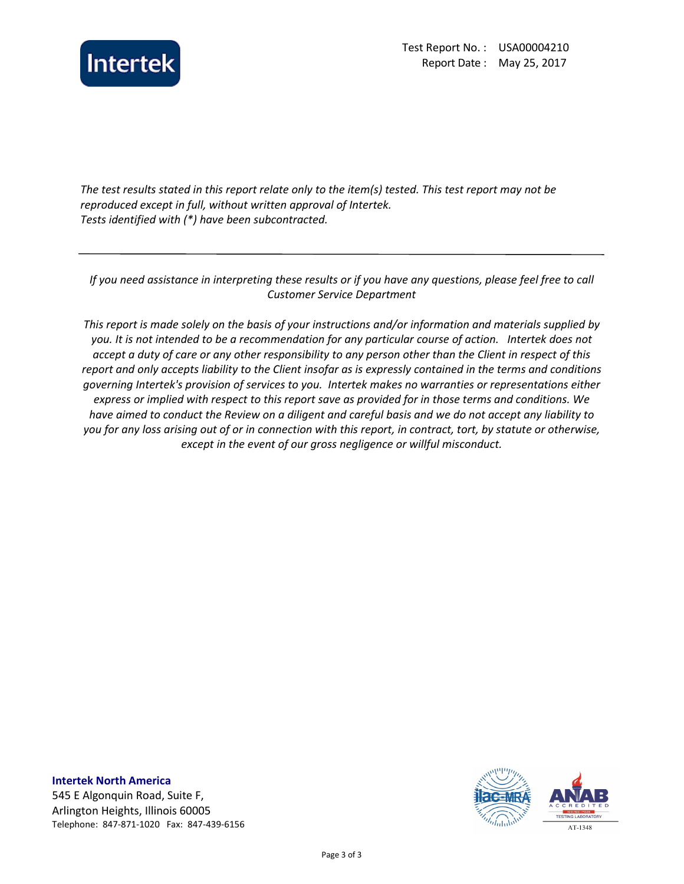Test Report No. : USA00004210
Report Date : May 25, 2017

*The test results stated in this report relate only to the item(s) tested. This test report may not be reproduced except in full, without written approval of Intertek.*
*Tests identified with (*) have been subcontracted.*

---

*If you need assistance in interpreting these results or if you have any questions, please feel free to call Customer Service Department*

*This report is made solely on the basis of your instructions and/or information and materials supplied by you. It is not intended to be a recommendation for any particular course of action. Intertek does not accept a duty of care or any other responsibility to any person other than the Client in respect of this report and only accepts liability to the Client insofar as is expressly contained in the terms and conditions governing Intertek's provision of services to you. Intertek makes no warranties or representations either express or implied with respect to this report save as provided for in those terms and conditions. We have aimed to conduct the Review on a diligent and careful basis and we do not accept any liability to you for any loss arising out of or in connection with this report, in contract, tort, by statute or otherwise, except in the event of our gross negligence or willful misconduct.*

**Intertek North America**
545 E Algonquin Road, Suite F,
Arlington Heights, Illinois 60005
Telephone: 847-871-1020 Fax: 847-439-6156

AT-1348